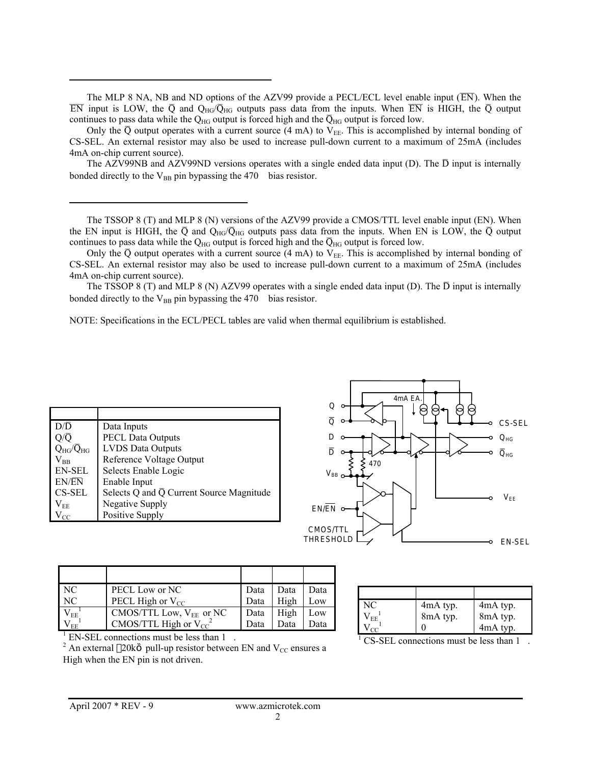The MLP 8 NA, NB and ND options of the AZV99 provide a PECL/ECL level enable input ($\overline{EN}$). When the $\overline{EN}$ input is LOW, the $\overline{Q}$ and $Q_{HG}/\overline{Q}_{HG}$ outputs pass data from the inputs. When $\overline{EN}$ is HIGH, the $\overline{Q}$ output continues to pass data while the $Q_{HG}$ output is forced high and the $\overline{Q}_{HG}$ output is forced low.

Only the $\overline{Q}$ output operates with a current source (4 mA) to $V_{EE}$. This is accomplished by internal bonding of CS-SEL. An external resistor may also be used to increase pull-down current to a maximum of 25mA (includes 4mA on-chip current source).

The AZV99NB and AZV99ND versions operates with a single ended data input (D). The $\overline{D}$ input is internally bonded directly to the $V_{BB}$ pin bypassing the 470 bias resistor.

The TSSOP 8 (T) and MLP 8 (N) versions of the AZV99 provide a CMOS/TTL level enable input (EN). When the EN input is HIGH, the $\overline{Q}$ and $Q_{HG}/\overline{Q}_{HG}$ outputs pass data from the inputs. When EN is LOW, the $\overline{Q}$ output continues to pass data while the $Q_{HG}$ output is forced high and the $\overline{Q}_{HG}$ output is forced low.

Only the $\overline{Q}$ output operates with a current source (4 mA) to $V_{EE}$. This is accomplished by internal bonding of CS-SEL. An external resistor may also be used to increase pull-down current to a maximum of 25mA (includes 4mA on-chip current source).

The TSSOP 8 (T) and MLP 8 (N) AZV99 operates with a single ended data input (D). The $\overline{D}$ input is internally bonded directly to the $V_{BB}$ pin bypassing the 470 bias resistor.

NOTE: Specifications in the ECL/PECL tables are valid when thermal equilibrium is established.

| | |
|---|---|
| $D/\overline{D}$ | Data Inputs |
| $Q/\overline{Q}$ | PECL Data Outputs |
| $Q_{HG}/\overline{Q}_{HG}$ | LVDS Data Outputs |
| $V_{BB}$ | Reference Voltage Output |
| EN-SEL | Selects Enable Logic |
| $EN/\overline{EN}$ | Enable Input |
| CS-SEL | Selects Q and $\overline{Q}$ Current Source Magnitude |
| $V_{EE}$ | Negative Supply |
| $V_{CC}$ | Positive Supply |

| | | | | |
|---|---|---|---|---|
| NC | PECL Low or NC | Data | Data | Data |
| NC | PECL High or $V_{CC}$ | Data | High | Low |
| $V_{EE}$[1] | CMOS/TTL Low, $V_{EE}$ or NC | Data | High | Low |
| $V_{EE}$[1] | CMOS/TTL High or $V_{CC}$[2] | Data | Data | Data |

[1] EN-SEL connections must be less than 1 .
[2] An external 20kΩ pull-up resistor between EN and $V_{CC}$ ensures a High when the EN pin is not driven.

| | | |
|---|---|---|
| NC | 4mA typ. | 4mA typ. |
| $V_{EE}$[1] | 8mA typ. | 8mA typ. |
| $V_{CC}$[1] | 0 | 4mA typ. |

[1] CS-SEL connections must be less than 1 .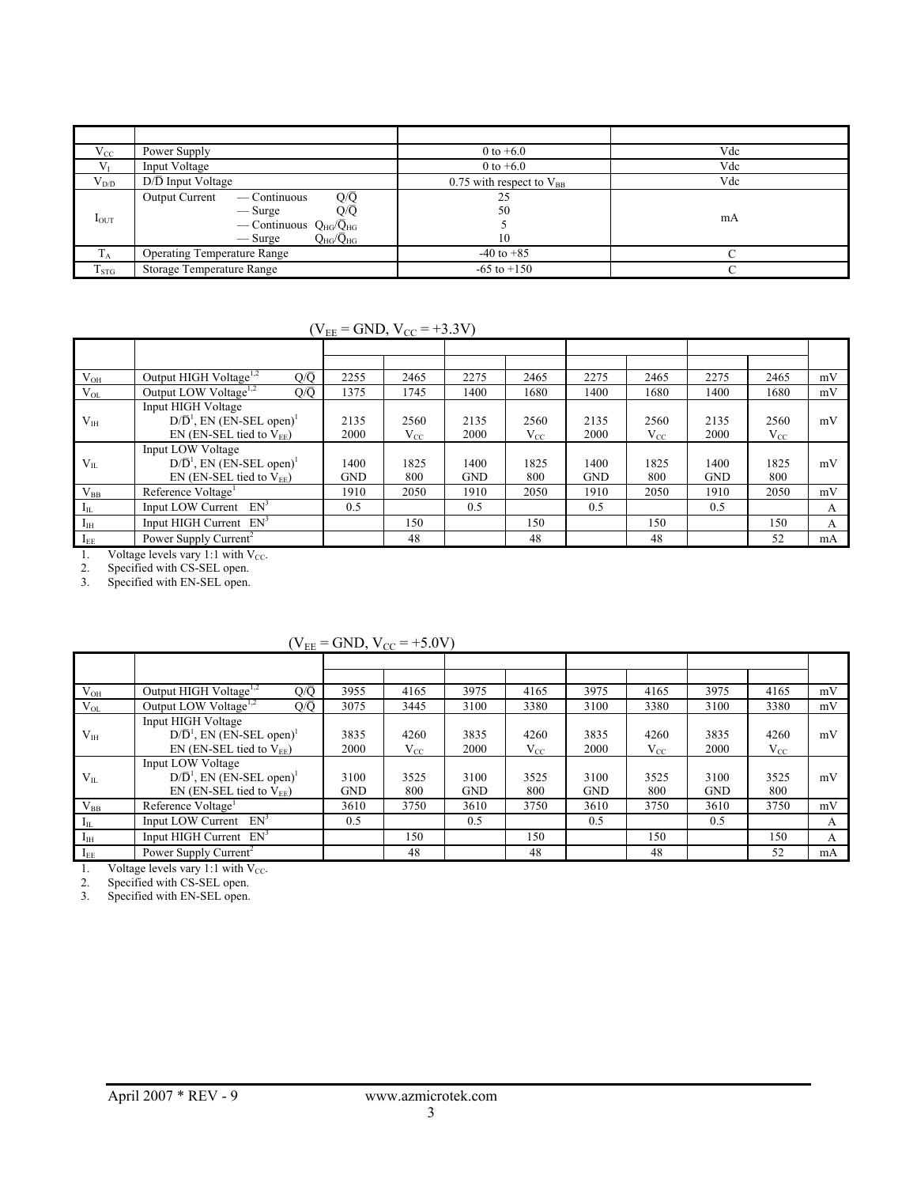| | | | |
|---|---|---|---|
| $V_{CC}$ | Power Supply | 0 to +6.0 | Vdc |
| $V_I$ | Input Voltage | 0 to +6.0 | Vdc |
| $V_{D/\overline{D}}$ | D/$\overline{D}$ Input Voltage | 0.75 with respect to $V_{BB}$ | Vdc |
| $I_{OUT}$ | Output Current — Continuous Q/$\overline{Q}$<br>— Surge Q/$\overline{Q}$<br>— Continuous $Q_{HG}/\overline{Q}_{HG}$<br>— Surge $Q_{HG}/\overline{Q}_{HG}$ | 25<br>50<br>5<br>10 | mA |
| $T_A$ | Operating Temperature Range | -40 to +85 | C |
| $T_{STG}$ | Storage Temperature Range | -65 to +150 | C |

($V_{EE}$ = GND, $V_{CC}$ = +3.3V)

| | | | | | | | | | | |
|---|---|---|---|---|---|---|---|---|---|---|
| $V_{OH}$ | Output HIGH Voltage[1,2] Q/$\overline{Q}$ | 2255 | 2465 | 2275 | 2465 | 2275 | 2465 | 2275 | 2465 | mV |
| $V_{OL}$ | Output LOW Voltage[1,2] Q/$\overline{Q}$ | 1375 | 1745 | 1400 | 1680 | 1400 | 1680 | 1400 | 1680 | mV |
| $V_{IH}$ | Input HIGH Voltage<br>D/$\overline{D}$[1], EN (EN-SEL open)[1]<br>EN (EN-SEL tied to $V_{EE}$) | 2135<br>2000 | 2560<br>$V_{CC}$ | 2135<br>2000 | 2560<br>$V_{CC}$ | 2135<br>2000 | 2560<br>$V_{CC}$ | 2135<br>2000 | 2560<br>$V_{CC}$ | mV |
| $V_{IL}$ | Input LOW Voltage<br>D/$\overline{D}$[1], EN (EN-SEL open)[1]<br>EN (EN-SEL tied to $V_{EE}$) | 1400<br>GND | 1825<br>800 | 1400<br>GND | 1825<br>800 | 1400<br>GND | 1825<br>800 | 1400<br>GND | 1825<br>800 | mV |
| $V_{BB}$ | Reference Voltage[1] | 1910 | 2050 | 1910 | 2050 | 1910 | 2050 | 1910 | 2050 | mV |
| $I_{IL}$ | Input LOW Current EN[3] | 0.5 | | 0.5 | | 0.5 | | 0.5 | | A |
| $I_{IH}$ | Input HIGH Current EN[3] | | 150 | | 150 | | 150 | | 150 | A |
| $I_{EE}$ | Power Supply Current[2] | | 48 | | 48 | | 48 | | 52 | mA |

1. Voltage levels vary 1:1 with $V_{CC}$.
2. Specified with CS-SEL open.
3. Specified with EN-SEL open.

($V_{EE}$ = GND, $V_{CC}$ = +5.0V)

| | | | | | | | | | | |
|---|---|---|---|---|---|---|---|---|---|---|
| $V_{OH}$ | Output HIGH Voltage[1,2] Q/$\overline{Q}$ | 3955 | 4165 | 3975 | 4165 | 3975 | 4165 | 3975 | 4165 | mV |
| $V_{OL}$ | Output LOW Voltage[1,2] Q/$\overline{Q}$ | 3075 | 3445 | 3100 | 3380 | 3100 | 3380 | 3100 | 3380 | mV |
| $V_{IH}$ | Input HIGH Voltage<br>D/$\overline{D}$[1], EN (EN-SEL open)[1]<br>EN (EN-SEL tied to $V_{EE}$) | 3835<br>2000 | 4260<br>$V_{CC}$ | 3835<br>2000 | 4260<br>$V_{CC}$ | 3835<br>2000 | 4260<br>$V_{CC}$ | 3835<br>2000 | 4260<br>$V_{CC}$ | mV |
| $V_{IL}$ | Input LOW Voltage<br>D/$\overline{D}$[1], EN (EN-SEL open)[1]<br>EN (EN-SEL tied to $V_{EE}$) | 3100<br>GND | 3525<br>800 | 3100<br>GND | 3525<br>800 | 3100<br>GND | 3525<br>800 | 3100<br>GND | 3525<br>800 | mV |
| $V_{BB}$ | Reference Voltage[1] | 3610 | 3750 | 3610 | 3750 | 3610 | 3750 | 3610 | 3750 | mV |
| $I_{IL}$ | Input LOW Current EN[3] | 0.5 | | 0.5 | | 0.5 | | 0.5 | | A |
| $I_{IH}$ | Input HIGH Current EN[3] | | 150 | | 150 | | 150 | | 150 | A |
| $I_{EE}$ | Power Supply Current[2] | | 48 | | 48 | | 48 | | 52 | mA |

1. Voltage levels vary 1:1 with $V_{CC}$.
2. Specified with CS-SEL open.
3. Specified with EN-SEL open.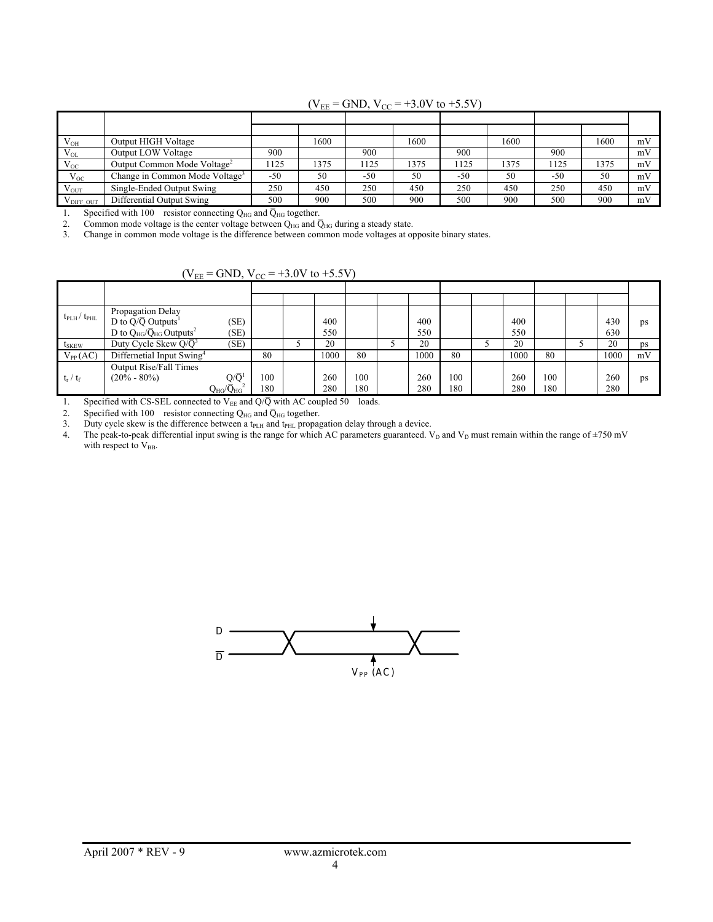($V_{EE}$ = GND, $V_{CC}$ = +3.0V to +5.5V)

| | | | | | | | | | | |
|---|---|---|---|---|---|---|---|---|---|---|
| | | | | | | | | | | |
| $V_{OH}$ | Output HIGH Voltage | | 1600 | | 1600 | | 1600 | | 1600 | mV |
| $V_{OL}$ | Output LOW Voltage | 900 | | 900 | | 900 | | 900 | | mV |
| $V_{OC}$ | Output Common Mode Voltage[2] | 1125 | 1375 | 1125 | 1375 | 1125 | 1375 | 1125 | 1375 | mV |
| $V_{OC}$ | Change in Common Mode Voltage[3] | -50 | 50 | -50 | 50 | -50 | 50 | -50 | 50 | mV |
| $V_{OUT}$ | Single-Ended Output Swing | 250 | 450 | 250 | 450 | 250 | 450 | 250 | 450 | mV |
| $V_{DIFF\_OUT}$ | Differential Output Swing | 500 | 900 | 500 | 900 | 500 | 900 | 500 | 900 | mV |

1. Specified with 100 resistor connecting $Q_{HG}$ and $\bar{Q}_{HG}$ together.
2. Common mode voltage is the center voltage between $Q_{HG}$ and $\bar{Q}_{HG}$ during a steady state.
3. Change in common mode voltage is the difference between common mode voltages at opposite binary states.

($V_{EE}$ = GND, $V_{CC}$ = +3.0V to +5.5V)

| | | | | | | | | | | | | | | |
|---|---|---|---|---|---|---|---|---|---|---|---|---|---|---|
| | | | | | | | | | | | | | | |
| $t_{PLH}$ / $t_{PHL}$ | Propagation Delay<br>D to $Q/\bar{Q}$ Outputs[1] (SE)<br>D to $Q_{HG}/\bar{Q}_{HG}$ Outputs[2] (SE) | | | 400<br>550 | | | 400<br>550 | | | 400<br>550 | | | 430<br>630 | ps |
| $t_{SKEW}$ | Duty Cycle Skew $Q/\bar{Q}$[3] (SE) | | 5 | 20 | | 5 | 20 | | 5 | 20 | | 5 | 20 | ps |
| $V_{PP}$(AC) | Differnetial Input Swing[4] | 80 | | 1000 | 80 | | 1000 | 80 | | 1000 | 80 | | 1000 | mV |
| $t_r$ / $t_f$ | Output Rise/Fall Times<br>(20% - 80%) $Q/\bar{Q}$[1]<br>$Q_{HG}/\bar{Q}_{HG}$[2] | 100<br>180 | | 260<br>280 | 100<br>180 | | 260<br>280 | 100<br>180 | | 260<br>280 | 100<br>180 | | 260<br>280 | ps |

1. Specified with CS-SEL connected to $V_{EE}$ and $Q/\bar{Q}$ with AC coupled 50 loads.
2. Specified with 100 resistor connecting $Q_{HG}$ and $\bar{Q}_{HG}$ together.
3. Duty cycle skew is the difference between a $t_{PLH}$ and $t_{PHL}$ propagation delay through a device.
4. The peak-to-peak differential input swing is the range for which AC parameters guaranteed. $V_D$ and $V_{\bar{D}}$ must remain within the range of ±750 mV with respect to $V_{BB}$.

D

$\bar{D}$

$V_{PP}$ (AC)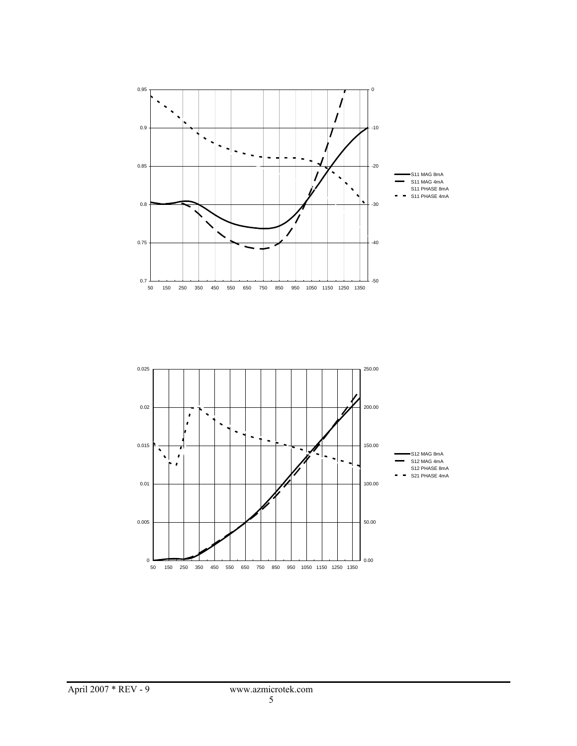0.95 0.9 0.85 0.8 0.75 0.7

0 -10 -20 -30 -40 -50

50 150 250 350 450 550 650 750 850 950 1050 1150 1250 1350

- S11 MAG 8mA
- S11 MAG 4mA
- S11 PHASE 8mA
- S11 PHASE 4mA

0.025 0.02 0.015 0.01 0.005 0

250.00 200.00 150.00 100.00 50.00 0.00

50 150 250 350 450 550 650 750 850 950 1050 1150 1250 1350

- S12 MAG 8mA
- S12 MAG 4mA
- S12 PHASE 8mA
- S21 PHASE 4mA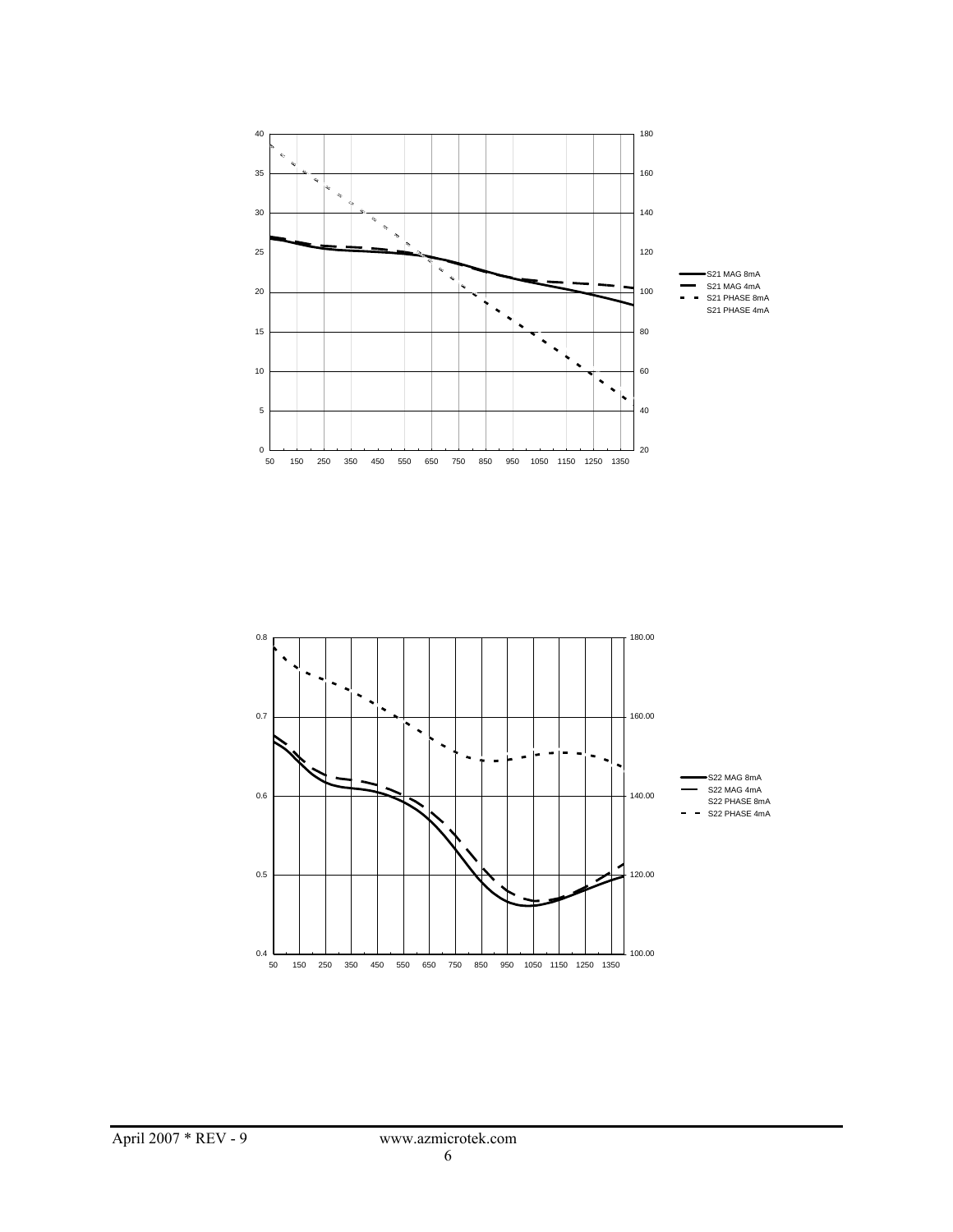40 | 180
35 | 160
30 | 140
25 | 120
20 | 100
15 | 80
10 | 60
5 | 40
0 | 20

50 150 250 350 450 550 650 750 850 950 1050 1150 1250 1350

S21 MAG 8mA
S21 MAG 4mA
S21 PHASE 8mA
S21 PHASE 4mA

0.8 | 180.00
0.7 | 160.00
0.6 | 140.00
0.5 | 120.00
0.4 | 100.00

50 150 250 350 450 550 650 750 850 950 1050 1150 1250 1350

S22 MAG 8mA
S22 MAG 4mA
S22 PHASE 8mA
S22 PHASE 4mA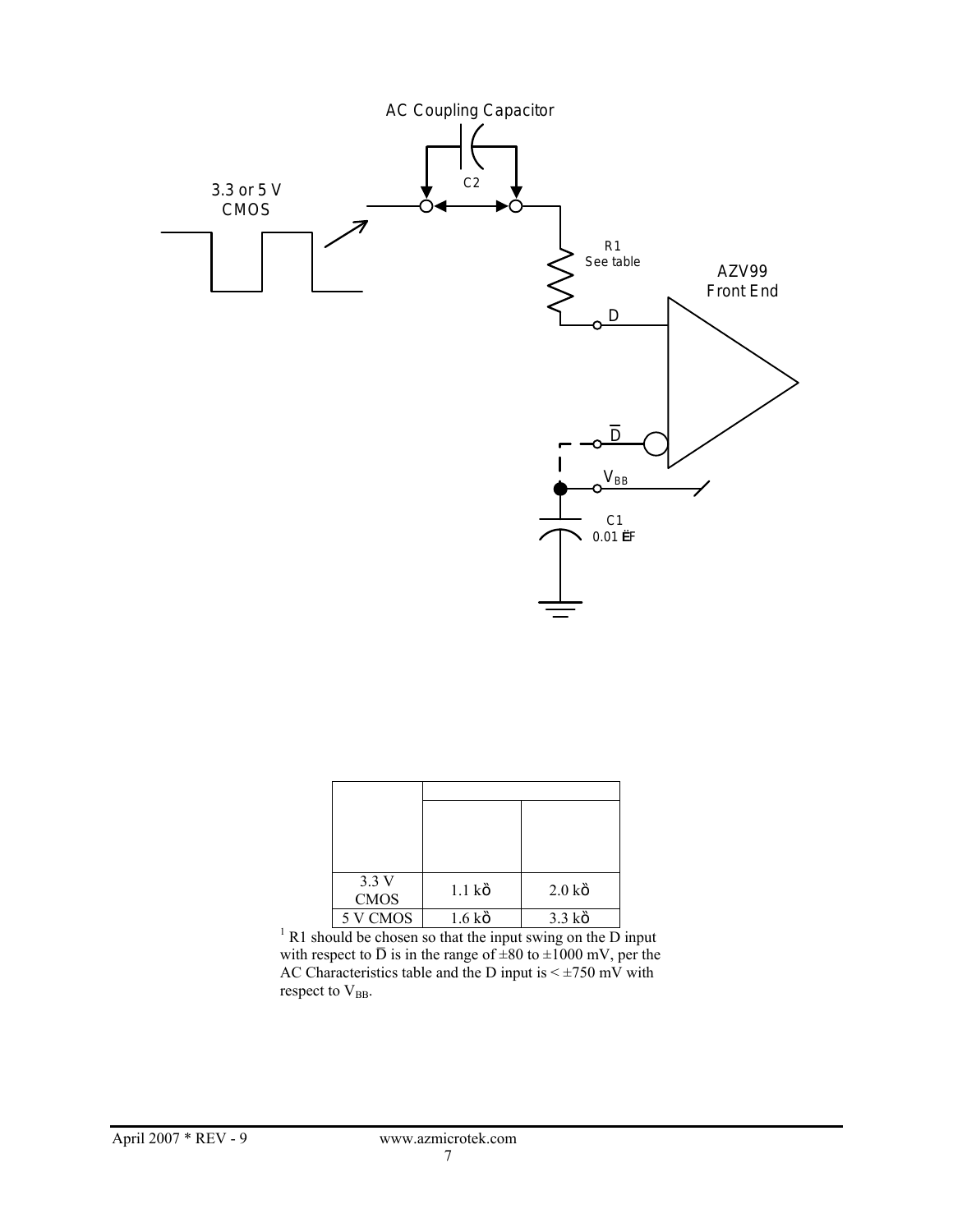AC Coupling Capacitor

C2

3.3 or 5 V
CMOS

R1
See table

AZV99
Front End

D

$\overline{D}$

$V_{BB}$

C1
0.01 µF

| | | |
|---|---|---|
| | | |
| 3.3 V CMOS | 1.1 kΩ | 2.0 kΩ |
| 5 V CMOS | 1.6 kΩ | 3.3 kΩ |

[1] R1 should be chosen so that the input swing on the D input with respect to $\overline{D}$ is in the range of ±80 to ±1000 mV, per the AC Characteristics table and the D input is < ±750 mV with respect to $V_{BB}$.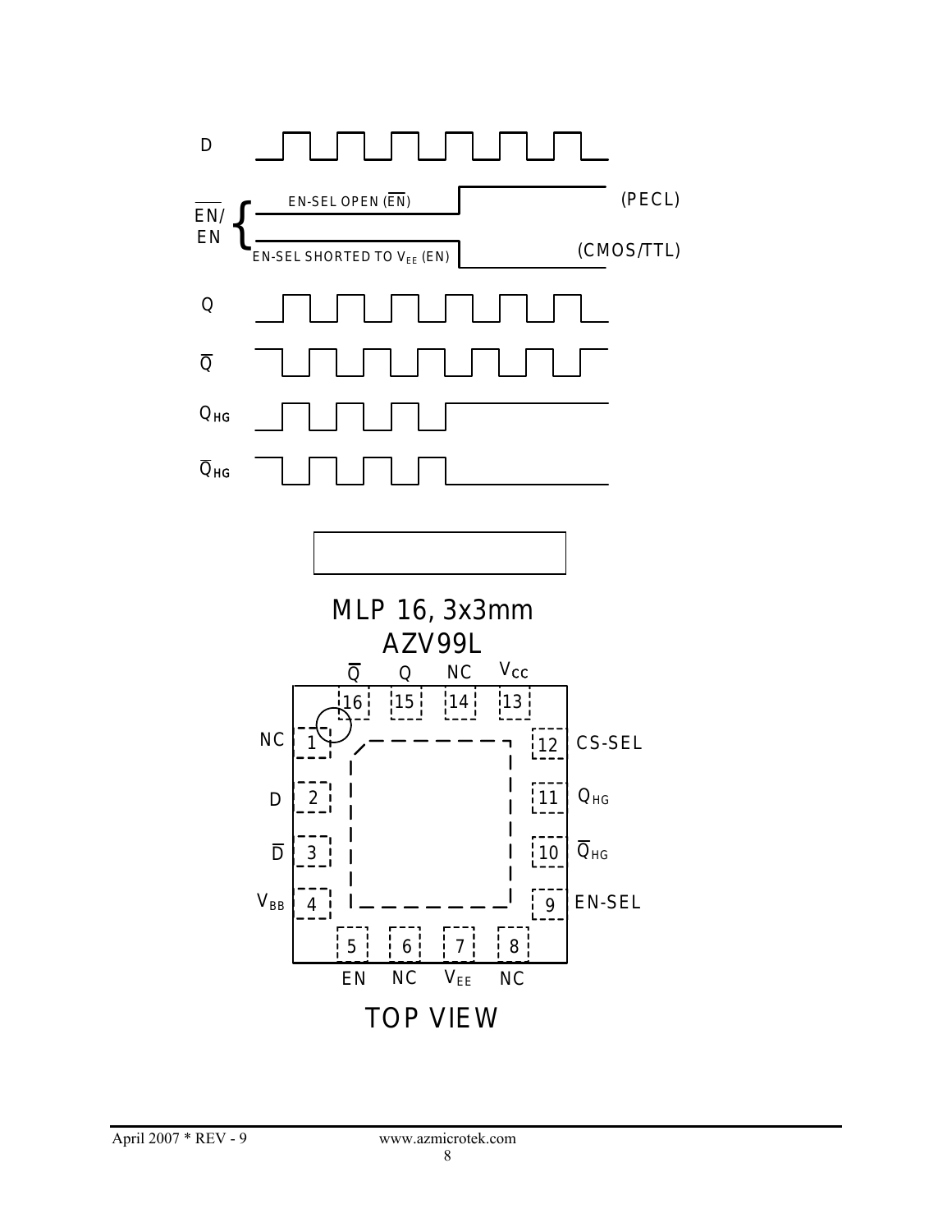D

$\overline{EN}$/ EN

EN-SEL OPEN ($\overline{EN}$) (PECL)

EN-SEL SHORTED TO $V_{EE}$ (EN) (CMOS/TTL)

Q

$\overline{Q}$

$Q_{HG}$

$\overline{Q}_{HG}$

## MLP 16, 3x3mm

## AZV99L

| Pin | Name |
| --- | --- |
| 1 | NC |
| 2 | D |
| 3 | $\overline{D}$ |
| 4 | $V_{BB}$ |
| 5 | EN |
| 6 | NC |
| 7 | $V_{EE}$ |
| 8 | NC |
| 9 | EN-SEL |
| 10 | $\overline{Q}_{HG}$ |
| 11 | $Q_{HG}$ |
| 12 | CS-SEL |
| 13 | $V_{CC}$ |
| 14 | NC |
| 15 | Q |
| 16 | $\overline{Q}$ |

TOP VIEW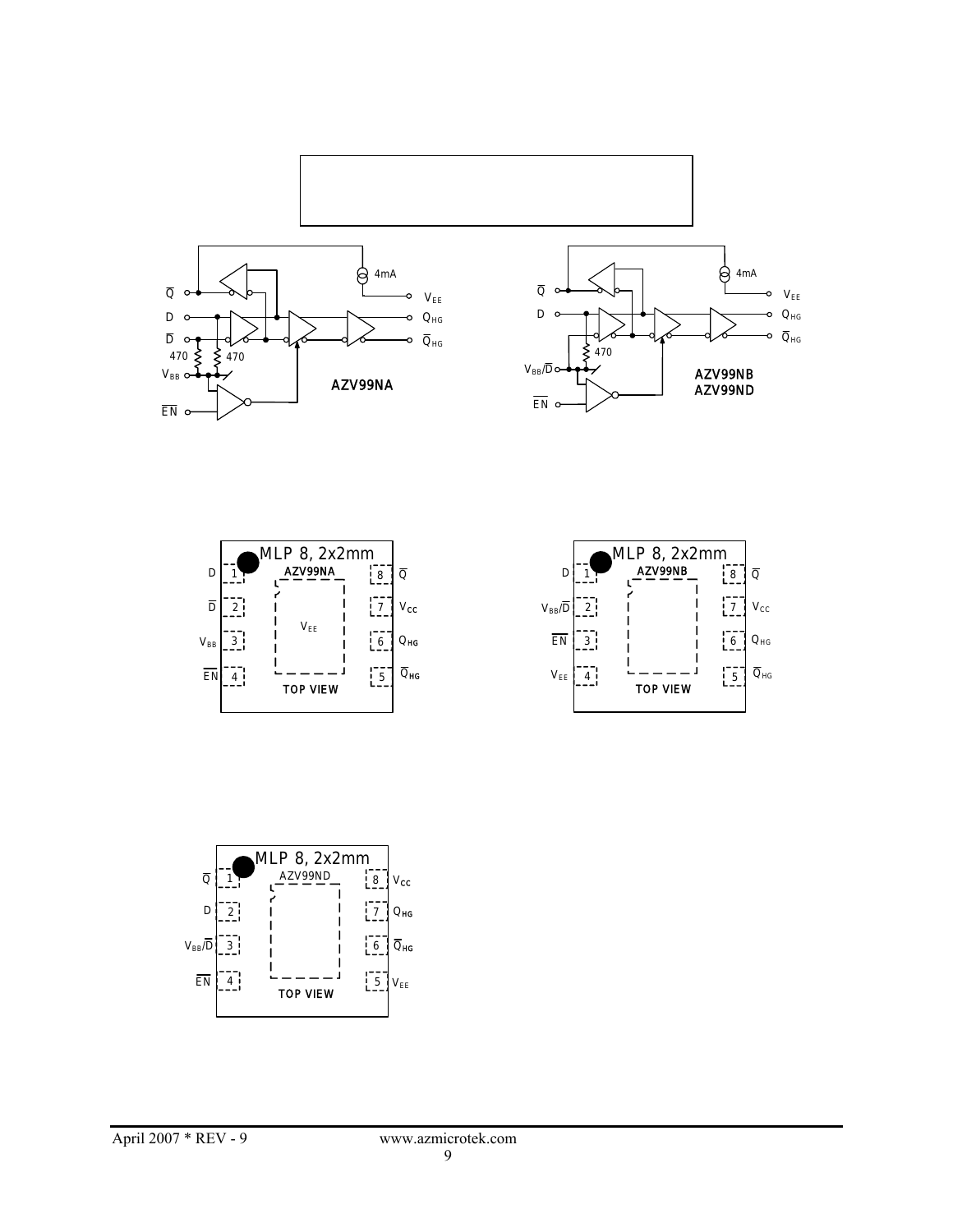AZV99NA

AZV99NB
AZV99ND

MLP 8, 2x2mm
AZV99NA

| Pin | Name | Pin | Name |
|---|---|---|---|
| 1 | D | 8 | $\overline{Q}$ |
| 2 | $\overline{D}$ | 7 | $V_{CC}$ |
| 3 | $V_{BB}$ | 6 | $Q_{HG}$ |
| 4 | $\overline{EN}$ | 5 | $\overline{Q}_{HG}$ |

$V_{EE}$

TOP VIEW

MLP 8, 2x2mm
AZV99NB

| Pin | Name | Pin | Name |
|---|---|---|---|
| 1 | D | 8 | $\overline{Q}$ |
| 2 | $V_{BB}/\overline{D}$ | 7 | $V_{CC}$ |
| 3 | $\overline{EN}$ | 6 | $Q_{HG}$ |
| 4 | $V_{EE}$ | 5 | $\overline{Q}_{HG}$ |

TOP VIEW

MLP 8, 2x2mm
AZV99ND

| Pin | Name | Pin | Name |
|---|---|---|---|
| 1 | $\overline{Q}$ | 8 | $V_{CC}$ |
| 2 | D | 7 | $Q_{HG}$ |
| 3 | $V_{BB}/\overline{D}$ | 6 | $\overline{Q}_{HG}$ |
| 4 | $\overline{EN}$ | 5 | $V_{EE}$ |

TOP VIEW

April 2007 * REV - 9 www.azmicrotek.com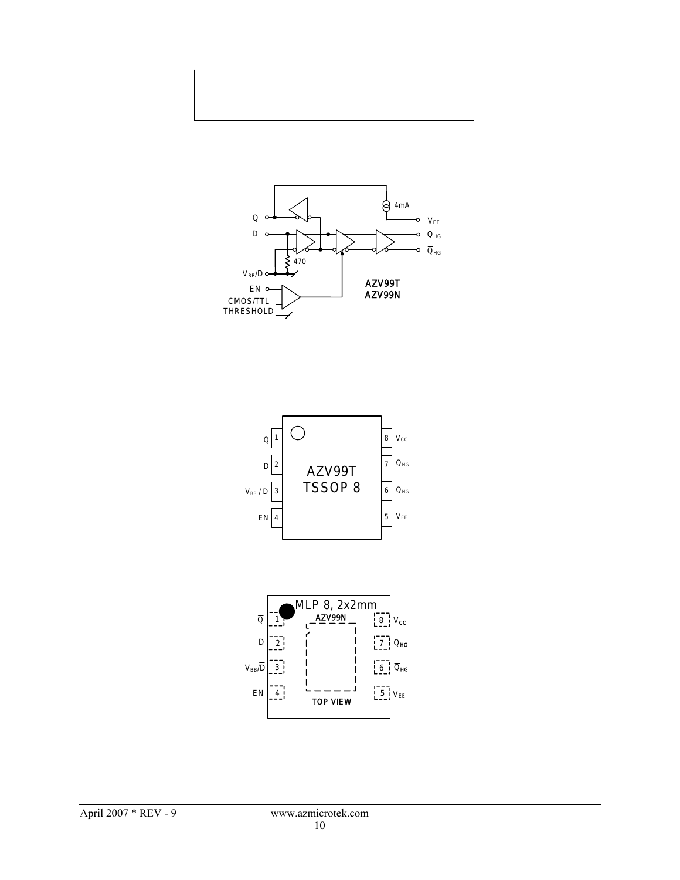Q̄

D

$V_{BB}/\overline{D}$

EN

CMOS/TTL THRESHOLD

470

4mA

$V_{EE}$

$Q_{HG}$

$\overline{Q}_{HG}$

AZV99T
AZV99N

| Pin | Name | Pin | Name |
|---|---|---|---|
| 1 | Q̄ | 8 | $V_{CC}$ |
| 2 | D | 7 | $Q_{HG}$ |
| 3 | $V_{BB}$ / $\overline{D}$ | 6 | $\overline{Q}_{HG}$ |
| 4 | EN | 5 | $V_{EE}$ |

AZV99T
TSSOP 8

MLP 8, 2x2mm
AZV99N

| Pin | Name | Pin | Name |
|---|---|---|---|
| 1 | Q̄ | 8 | $V_{CC}$ |
| 2 | D | 7 | $Q_{HG}$ |
| 3 | $V_{BB}/\overline{D}$ | 6 | $\overline{Q}_{HG}$ |
| 4 | EN | 5 | $V_{EE}$ |

TOP VIEW

April 2007 * REV - 9 www.azmicrotek.com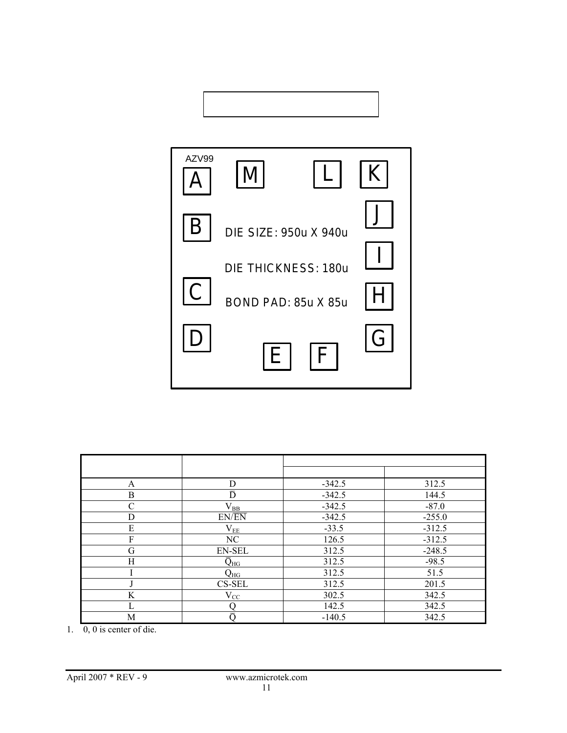AZV99

| A | M | L | K |
|---|---|---|---|

DIE SIZE: 950u X 940u

DIE THICKNESS: 180u

BOND PAD: 85u X 85u

|  |  |  |  |
|---|---|---|---|
| A | D | -342.5 | 312.5 |
| B | $\overline{D}$ | -342.5 | 144.5 |
| C | $V_{BB}$ | -342.5 | -87.0 |
| D | EN/$\overline{EN}$ | -342.5 | -255.0 |
| E | $V_{EE}$ | -33.5 | -312.5 |
| F | NC | 126.5 | -312.5 |
| G | EN-SEL | 312.5 | -248.5 |
| H | $\overline{Q}_{HG}$ | 312.5 | -98.5 |
| I | $Q_{HG}$ | 312.5 | 51.5 |
| J | CS-SEL | 312.5 | 201.5 |
| K | $V_{CC}$ | 302.5 | 342.5 |
| L | Q | 142.5 | 342.5 |
| M | $\overline{Q}$ | -140.5 | 342.5 |

1. 0, 0 is center of die.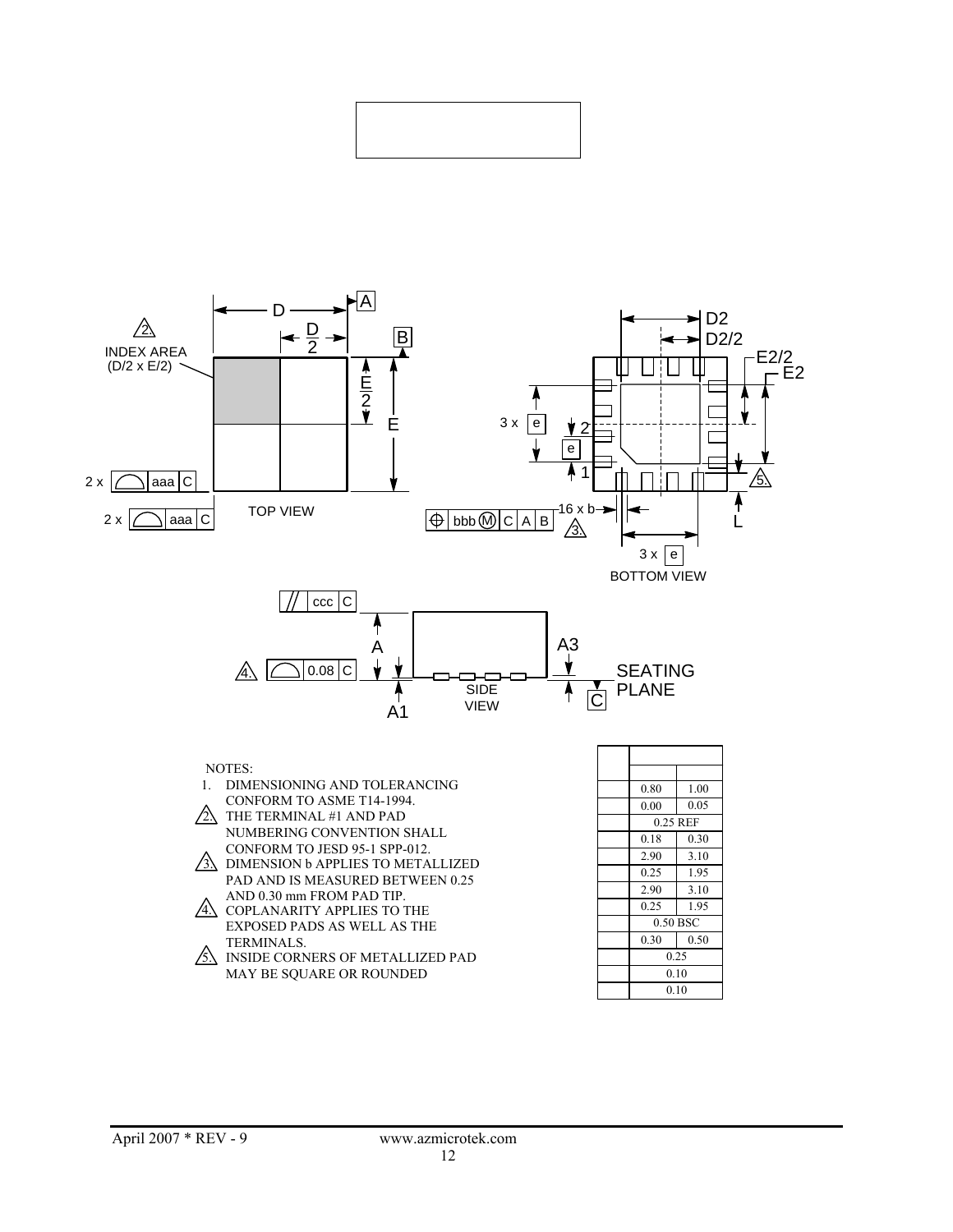NOTES:

1. DIMENSIONING AND TOLERANCING CONFORM TO ASME T14-1994.
2. THE TERMINAL #1 AND PAD NUMBERING CONVENTION SHALL CONFORM TO JESD 95-1 SPP-012.
3. DIMENSION b APPLIES TO METALLIZED PAD AND IS MEASURED BETWEEN 0.25 AND 0.30 mm FROM PAD TIP.
4. COPLANARITY APPLIES TO THE EXPOSED PADS AS WELL AS THE TERMINALS.
5. INSIDE CORNERS OF METALLIZED PAD MAY BE SQUARE OR ROUNDED

| | | |
|---|---|---|
| | | |
| | 0.80 | 1.00 |
| | 0.00 | 0.05 |
| | 0.25 REF | |
| | 0.18 | 0.30 |
| | 2.90 | 3.10 |
| | 0.25 | 1.95 |
| | 2.90 | 3.10 |
| | 0.25 | 1.95 |
| | 0.50 BSC | |
| | 0.30 | 0.50 |
| | 0.25 | |
| | 0.10 | |
| | 0.10 | |